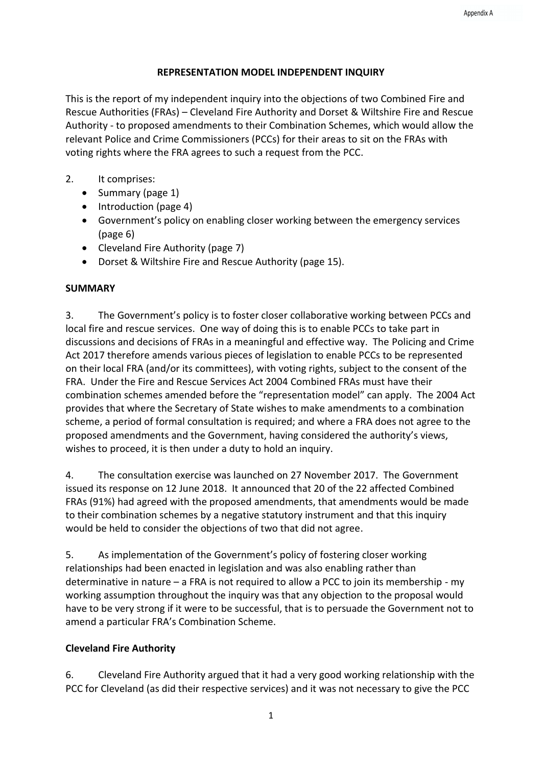# REPRESENTATION MODEL INDEPENDENT INQUIRY

This is the report of my independent inquiry into the objections of two Combined Fire and Rescue Authorities (FRAs) – Cleveland Fire Authority and Dorset & Wiltshire Fire and Rescue Authority - to proposed amendments to their Combination Schemes, which would allow the relevant Police and Crime Commissioners (PCCs) for their areas to sit on the FRAs with voting rights where the FRA agrees to such a request from the PCC.

2. It comprises:

- Summary (page 1)
- Introduction (page 4)
- Government's policy on enabling closer working between the emergency services (page 6)
- Cleveland Fire Authority (page 7)
- Dorset & Wiltshire Fire and Rescue Authority (page 15).

## SUMMARY

3. The Government's policy is to foster closer collaborative working between PCCs and local fire and rescue services. One way of doing this is to enable PCCs to take part in discussions and decisions of FRAs in a meaningful and effective way. The Policing and Crime Act 2017 therefore amends various pieces of legislation to enable PCCs to be represented on their local FRA (and/or its committees), with voting rights, subject to the consent of the FRA. Under the Fire and Rescue Services Act 2004 Combined FRAs must have their combination schemes amended before the "representation model" can apply. The 2004 Act provides that where the Secretary of State wishes to make amendments to a combination scheme, a period of formal consultation is required; and where a FRA does not agree to the proposed amendments and the Government, having considered the authority's views, wishes to proceed, it is then under a duty to hold an inquiry.

4. The consultation exercise was launched on 27 November 2017. The Government issued its response on 12 June 2018. It announced that 20 of the 22 affected Combined FRAs (91%) had agreed with the proposed amendments, that amendments would be made to their combination schemes by a negative statutory instrument and that this inquiry would be held to consider the objections of two that did not agree.

5. As implementation of the Government's policy of fostering closer working relationships had been enacted in legislation and was also enabling rather than determinative in nature – a FRA is not required to allow a PCC to join its membership - my working assumption throughout the inquiry was that any objection to the proposal would have to be very strong if it were to be successful, that is to persuade the Government not to amend a particular FRA's Combination Scheme.

### Cleveland Fire Authority

6. Cleveland Fire Authority argued that it had a very good working relationship with the PCC for Cleveland (as did their respective services) and it was not necessary to give the PCC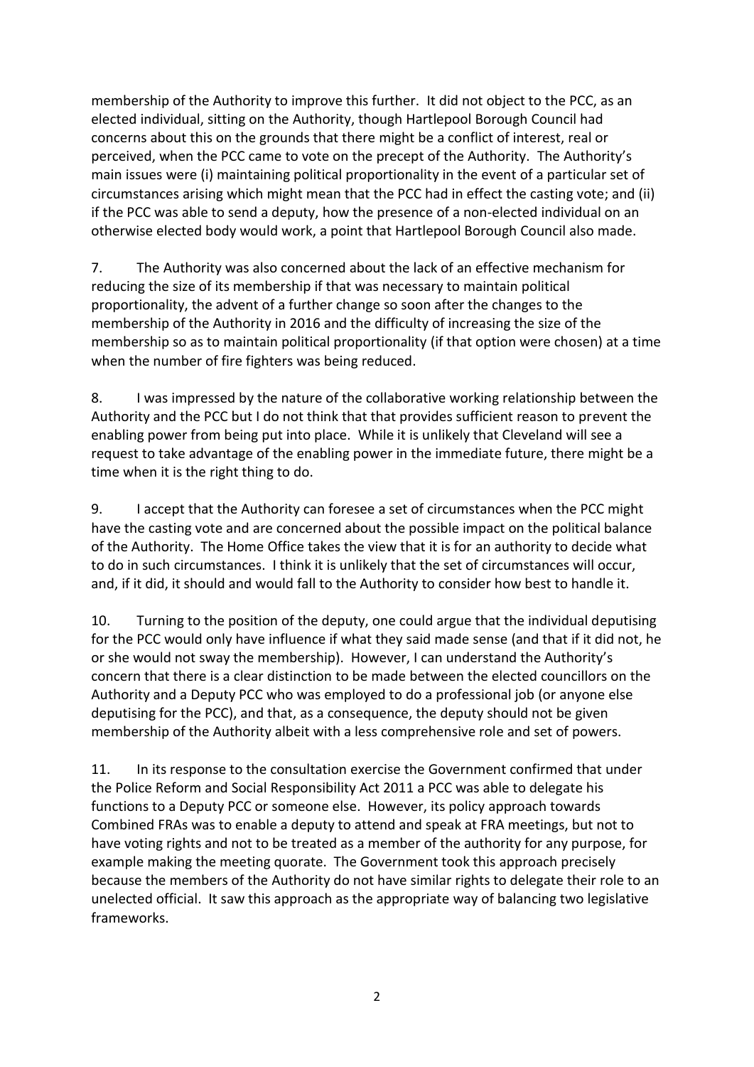membership of the Authority to improve this further. It did not object to the PCC, as an elected individual, sitting on the Authority, though Hartlepool Borough Council had concerns about this on the grounds that there might be a conflict of interest, real or perceived, when the PCC came to vote on the precept of the Authority. The Authority's main issues were (i) maintaining political proportionality in the event of a particular set of circumstances arising which might mean that the PCC had in effect the casting vote; and (ii) if the PCC was able to send a deputy, how the presence of a non-elected individual on an otherwise elected body would work, a point that Hartlepool Borough Council also made.

7. The Authority was also concerned about the lack of an effective mechanism for reducing the size of its membership if that was necessary to maintain political proportionality, the advent of a further change so soon after the changes to the membership of the Authority in 2016 and the difficulty of increasing the size of the membership so as to maintain political proportionality (if that option were chosen) at a time when the number of fire fighters was being reduced.

8. I was impressed by the nature of the collaborative working relationship between the Authority and the PCC but I do not think that that provides sufficient reason to prevent the enabling power from being put into place. While it is unlikely that Cleveland will see a request to take advantage of the enabling power in the immediate future, there might be a time when it is the right thing to do.

9. I accept that the Authority can foresee a set of circumstances when the PCC might have the casting vote and are concerned about the possible impact on the political balance of the Authority. The Home Office takes the view that it is for an authority to decide what to do in such circumstances. I think it is unlikely that the set of circumstances will occur, and, if it did, it should and would fall to the Authority to consider how best to handle it.

10. Turning to the position of the deputy, one could argue that the individual deputising for the PCC would only have influence if what they said made sense (and that if it did not, he or she would not sway the membership). However, I can understand the Authority's concern that there is a clear distinction to be made between the elected councillors on the Authority and a Deputy PCC who was employed to do a professional job (or anyone else deputising for the PCC), and that, as a consequence, the deputy should not be given membership of the Authority albeit with a less comprehensive role and set of powers.

11. In its response to the consultation exercise the Government confirmed that under the Police Reform and Social Responsibility Act 2011 a PCC was able to delegate his functions to a Deputy PCC or someone else. However, its policy approach towards Combined FRAs was to enable a deputy to attend and speak at FRA meetings, but not to have voting rights and not to be treated as a member of the authority for any purpose, for example making the meeting quorate. The Government took this approach precisely because the members of the Authority do not have similar rights to delegate their role to an unelected official. It saw this approach as the appropriate way of balancing two legislative frameworks.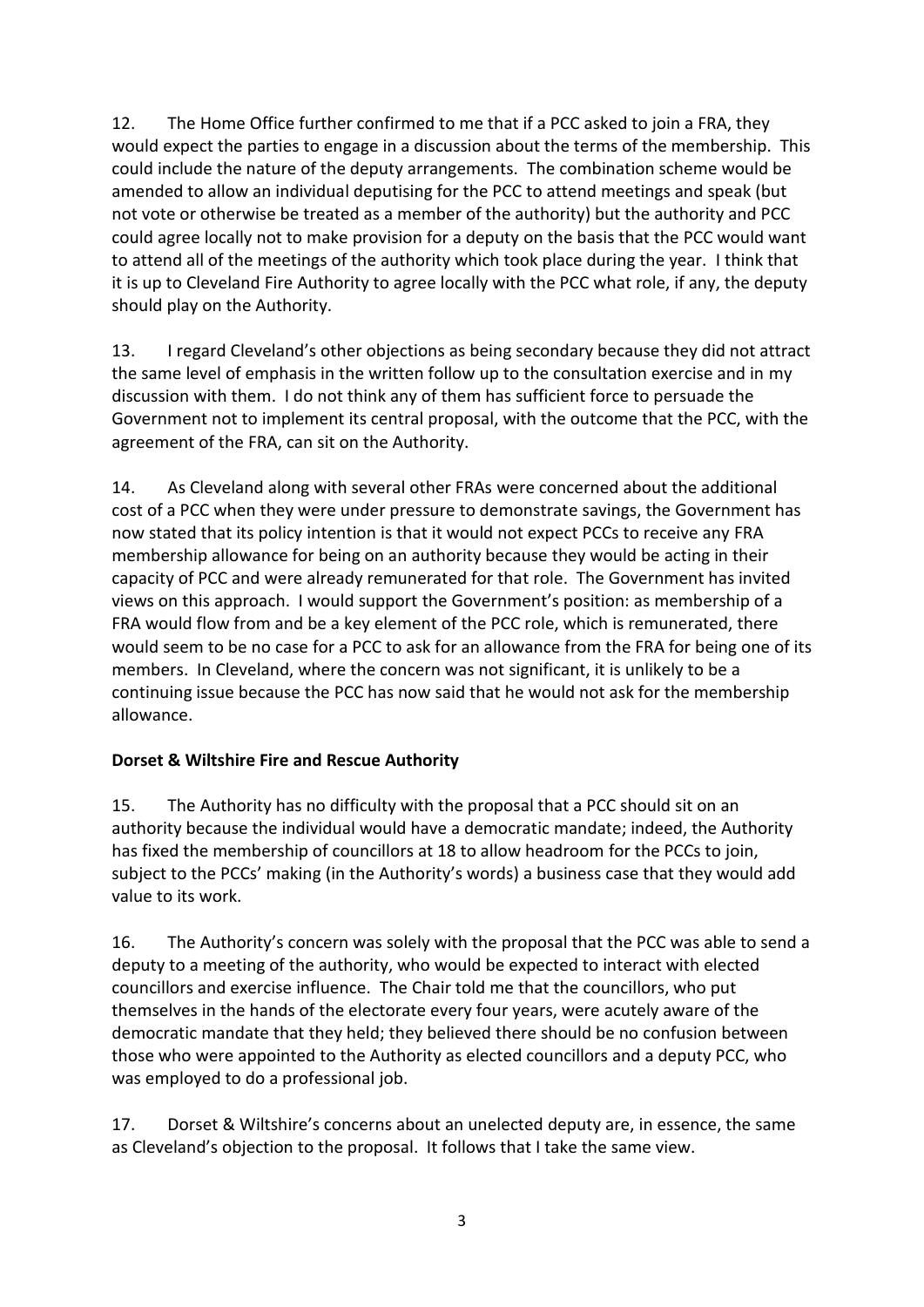12. The Home Office further confirmed to me that if a PCC asked to join a FRA, they would expect the parties to engage in a discussion about the terms of the membership. This could include the nature of the deputy arrangements. The combination scheme would be amended to allow an individual deputising for the PCC to attend meetings and speak (but not vote or otherwise be treated as a member of the authority) but the authority and PCC could agree locally not to make provision for a deputy on the basis that the PCC would want to attend all of the meetings of the authority which took place during the year. I think that it is up to Cleveland Fire Authority to agree locally with the PCC what role, if any, the deputy should play on the Authority.

13. I regard Cleveland's other objections as being secondary because they did not attract the same level of emphasis in the written follow up to the consultation exercise and in my discussion with them. I do not think any of them has sufficient force to persuade the Government not to implement its central proposal, with the outcome that the PCC, with the agreement of the FRA, can sit on the Authority.

14. As Cleveland along with several other FRAs were concerned about the additional cost of a PCC when they were under pressure to demonstrate savings, the Government has now stated that its policy intention is that it would not expect PCCs to receive any FRA membership allowance for being on an authority because they would be acting in their capacity of PCC and were already remunerated for that role. The Government has invited views on this approach. I would support the Government's position: as membership of a FRA would flow from and be a key element of the PCC role, which is remunerated, there would seem to be no case for a PCC to ask for an allowance from the FRA for being one of its members. In Cleveland, where the concern was not significant, it is unlikely to be a continuing issue because the PCC has now said that he would not ask for the membership allowance.

**Dorset & Wiltshire Fire and Rescue Authority**

15. The Authority has no difficulty with the proposal that a PCC should sit on an authority because the individual would have a democratic mandate; indeed, the Authority has fixed the membership of councillors at 18 to allow headroom for the PCCs to join, subject to the PCCs' making (in the Authority's words) a business case that they would add value to its work.

16. The Authority's concern was solely with the proposal that the PCC was able to send a deputy to a meeting of the authority, who would be expected to interact with elected councillors and exercise influence. The Chair told me that the councillors, who put themselves in the hands of the electorate every four years, were acutely aware of the democratic mandate that they held; they believed there should be no confusion between those who were appointed to the Authority as elected councillors and a deputy PCC, who was employed to do a professional job.

17. Dorset & Wiltshire's concerns about an unelected deputy are, in essence, the same as Cleveland's objection to the proposal. It follows that I take the same view.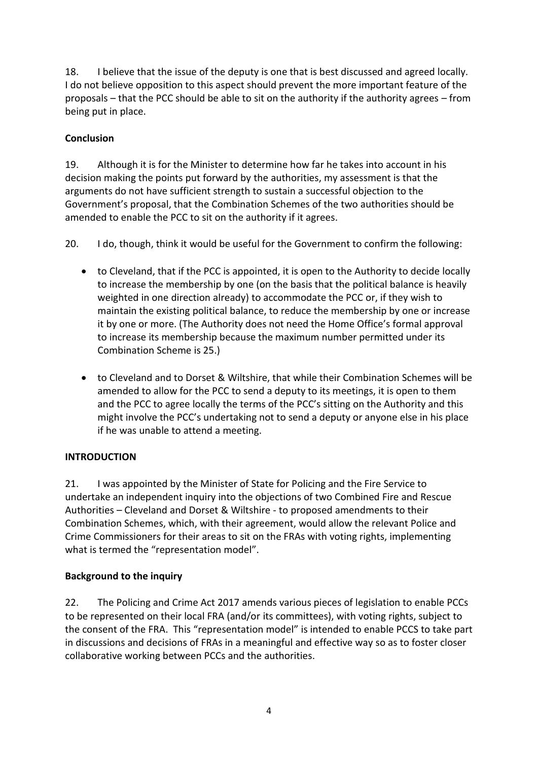18. I believe that the issue of the deputy is one that is best discussed and agreed locally. I do not believe opposition to this aspect should prevent the more important feature of the proposals – that the PCC should be able to sit on the authority if the authority agrees – from being put in place.

## Conclusion

19. Although it is for the Minister to determine how far he takes into account in his decision making the points put forward by the authorities, my assessment is that the arguments do not have sufficient strength to sustain a successful objection to the Government's proposal, that the Combination Schemes of the two authorities should be amended to enable the PCC to sit on the authority if it agrees.

20. I do, though, think it would be useful for the Government to confirm the following:

- to Cleveland, that if the PCC is appointed, it is open to the Authority to decide locally to increase the membership by one (on the basis that the political balance is heavily weighted in one direction already) to accommodate the PCC or, if they wish to maintain the existing political balance, to reduce the membership by one or increase it by one or more. (The Authority does not need the Home Office's formal approval to increase its membership because the maximum number permitted under its Combination Scheme is 25.)
- to Cleveland and to Dorset & Wiltshire, that while their Combination Schemes will be amended to allow for the PCC to send a deputy to its meetings, it is open to them and the PCC to agree locally the terms of the PCC's sitting on the Authority and this might involve the PCC's undertaking not to send a deputy or anyone else in his place if he was unable to attend a meeting.

## INTRODUCTION

21. I was appointed by the Minister of State for Policing and the Fire Service to undertake an independent inquiry into the objections of two Combined Fire and Rescue Authorities – Cleveland and Dorset & Wiltshire - to proposed amendments to their Combination Schemes, which, with their agreement, would allow the relevant Police and Crime Commissioners for their areas to sit on the FRAs with voting rights, implementing what is termed the "representation model".

### Background to the inquiry

22. The Policing and Crime Act 2017 amends various pieces of legislation to enable PCCs to be represented on their local FRA (and/or its committees), with voting rights, subject to the consent of the FRA. This "representation model" is intended to enable PCCS to take part in discussions and decisions of FRAs in a meaningful and effective way so as to foster closer collaborative working between PCCs and the authorities.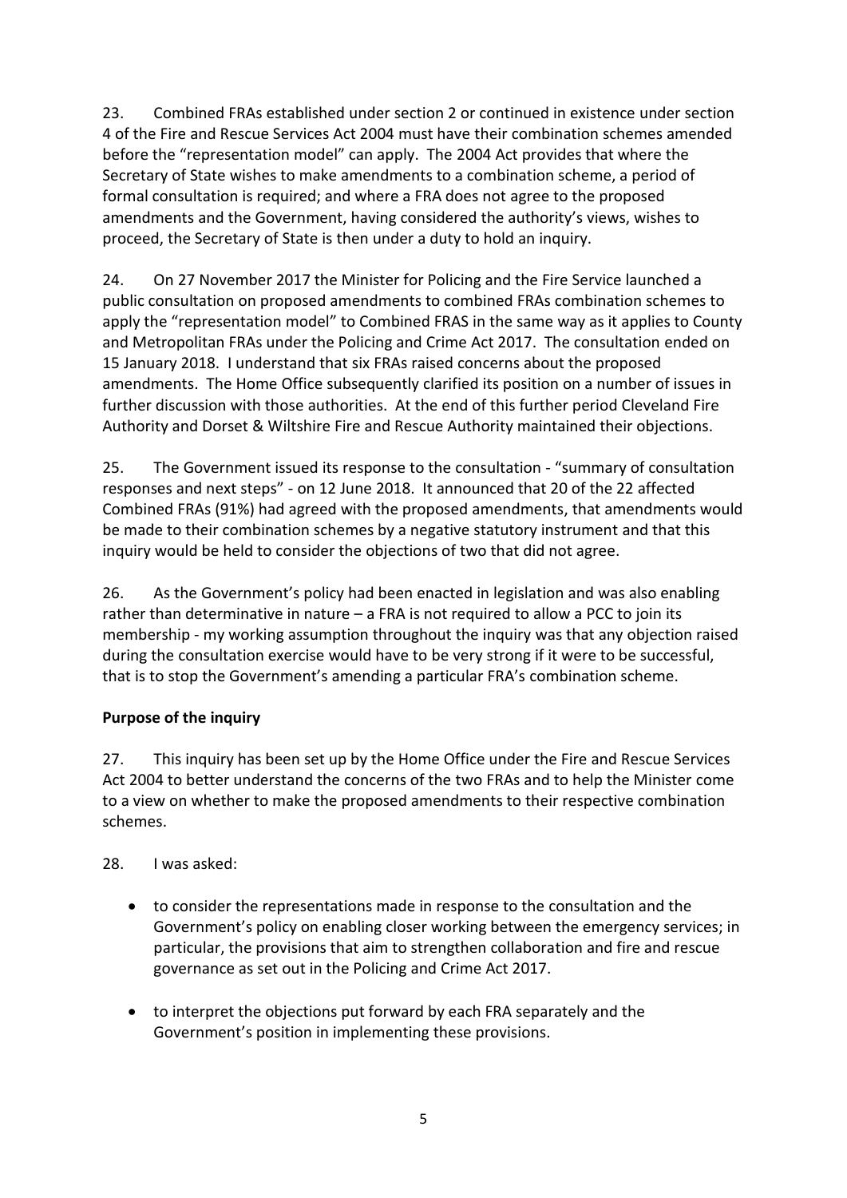23. Combined FRAs established under section 2 or continued in existence under section 4 of the Fire and Rescue Services Act 2004 must have their combination schemes amended before the "representation model" can apply. The 2004 Act provides that where the Secretary of State wishes to make amendments to a combination scheme, a period of formal consultation is required; and where a FRA does not agree to the proposed amendments and the Government, having considered the authority's views, wishes to proceed, the Secretary of State is then under a duty to hold an inquiry.

24. On 27 November 2017 the Minister for Policing and the Fire Service launched a public consultation on proposed amendments to combined FRAs combination schemes to apply the "representation model" to Combined FRAS in the same way as it applies to County and Metropolitan FRAs under the Policing and Crime Act 2017. The consultation ended on 15 January 2018. I understand that six FRAs raised concerns about the proposed amendments. The Home Office subsequently clarified its position on a number of issues in further discussion with those authorities. At the end of this further period Cleveland Fire Authority and Dorset & Wiltshire Fire and Rescue Authority maintained their objections.

25. The Government issued its response to the consultation - "summary of consultation responses and next steps" - on 12 June 2018. It announced that 20 of the 22 affected Combined FRAs (91%) had agreed with the proposed amendments, that amendments would be made to their combination schemes by a negative statutory instrument and that this inquiry would be held to consider the objections of two that did not agree.

26. As the Government's policy had been enacted in legislation and was also enabling rather than determinative in nature – a FRA is not required to allow a PCC to join its membership - my working assumption throughout the inquiry was that any objection raised during the consultation exercise would have to be very strong if it were to be successful, that is to stop the Government's amending a particular FRA's combination scheme.

**Purpose of the inquiry**

27. This inquiry has been set up by the Home Office under the Fire and Rescue Services Act 2004 to better understand the concerns of the two FRAs and to help the Minister come to a view on whether to make the proposed amendments to their respective combination schemes.

28. I was asked:

- to consider the representations made in response to the consultation and the Government's policy on enabling closer working between the emergency services; in particular, the provisions that aim to strengthen collaboration and fire and rescue governance as set out in the Policing and Crime Act 2017.
- to interpret the objections put forward by each FRA separately and the Government's position in implementing these provisions.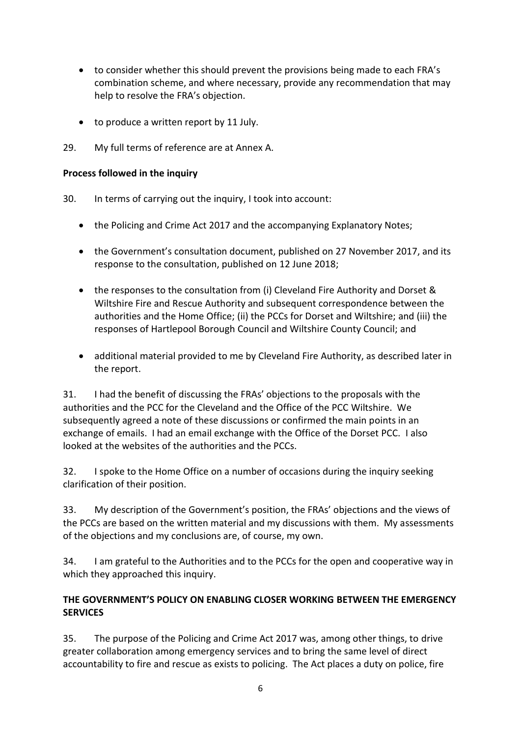- to consider whether this should prevent the provisions being made to each FRA's combination scheme, and where necessary, provide any recommendation that may help to resolve the FRA's objection.
- to produce a written report by 11 July.

29. My full terms of reference are at Annex A.

**Process followed in the inquiry**

30. In terms of carrying out the inquiry, I took into account:

- the Policing and Crime Act 2017 and the accompanying Explanatory Notes;
- the Government's consultation document, published on 27 November 2017, and its response to the consultation, published on 12 June 2018;
- the responses to the consultation from (i) Cleveland Fire Authority and Dorset & Wiltshire Fire and Rescue Authority and subsequent correspondence between the authorities and the Home Office; (ii) the PCCs for Dorset and Wiltshire; and (iii) the responses of Hartlepool Borough Council and Wiltshire County Council; and
- additional material provided to me by Cleveland Fire Authority, as described later in the report.

31. I had the benefit of discussing the FRAs' objections to the proposals with the authorities and the PCC for the Cleveland and the Office of the PCC Wiltshire. We subsequently agreed a note of these discussions or confirmed the main points in an exchange of emails. I had an email exchange with the Office of the Dorset PCC. I also looked at the websites of the authorities and the PCCs.

32. I spoke to the Home Office on a number of occasions during the inquiry seeking clarification of their position.

33. My description of the Government's position, the FRAs' objections and the views of the PCCs are based on the written material and my discussions with them. My assessments of the objections and my conclusions are, of course, my own.

34. I am grateful to the Authorities and to the PCCs for the open and cooperative way in which they approached this inquiry.

**THE GOVERNMENT'S POLICY ON ENABLING CLOSER WORKING BETWEEN THE EMERGENCY SERVICES**

35. The purpose of the Policing and Crime Act 2017 was, among other things, to drive greater collaboration among emergency services and to bring the same level of direct accountability to fire and rescue as exists to policing. The Act places a duty on police, fire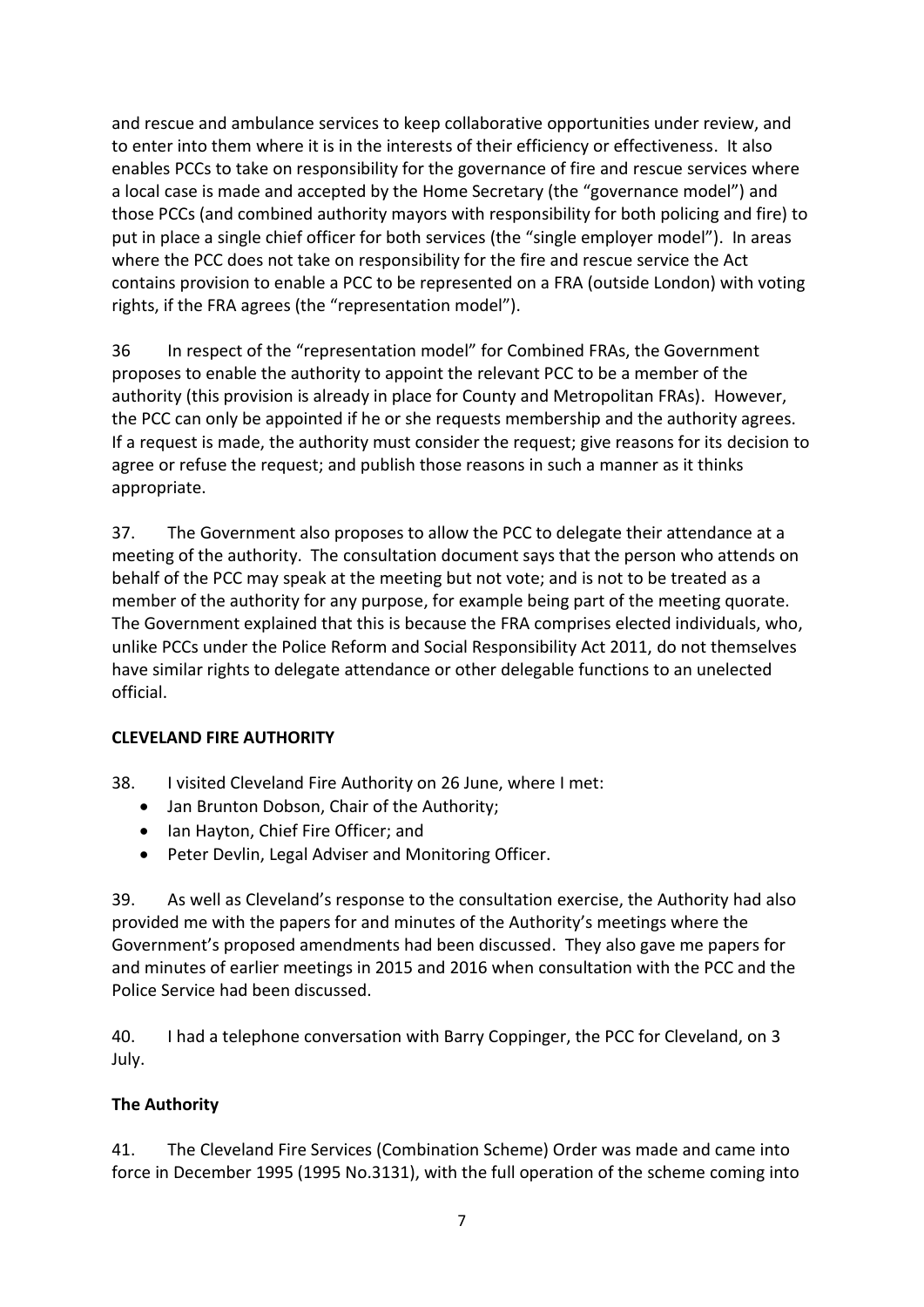and rescue and ambulance services to keep collaborative opportunities under review, and to enter into them where it is in the interests of their efficiency or effectiveness. It also enables PCCs to take on responsibility for the governance of fire and rescue services where a local case is made and accepted by the Home Secretary (the "governance model") and those PCCs (and combined authority mayors with responsibility for both policing and fire) to put in place a single chief officer for both services (the "single employer model"). In areas where the PCC does not take on responsibility for the fire and rescue service the Act contains provision to enable a PCC to be represented on a FRA (outside London) with voting rights, if the FRA agrees (the "representation model").

36 In respect of the "representation model" for Combined FRAs, the Government proposes to enable the authority to appoint the relevant PCC to be a member of the authority (this provision is already in place for County and Metropolitan FRAs). However, the PCC can only be appointed if he or she requests membership and the authority agrees. If a request is made, the authority must consider the request; give reasons for its decision to agree or refuse the request; and publish those reasons in such a manner as it thinks appropriate.

37. The Government also proposes to allow the PCC to delegate their attendance at a meeting of the authority. The consultation document says that the person who attends on behalf of the PCC may speak at the meeting but not vote; and is not to be treated as a member of the authority for any purpose, for example being part of the meeting quorate. The Government explained that this is because the FRA comprises elected individuals, who, unlike PCCs under the Police Reform and Social Responsibility Act 2011, do not themselves have similar rights to delegate attendance or other delegable functions to an unelected official.

## CLEVELAND FIRE AUTHORITY

38. I visited Cleveland Fire Authority on 26 June, where I met:

- Jan Brunton Dobson, Chair of the Authority;
- Ian Hayton, Chief Fire Officer; and
- Peter Devlin, Legal Adviser and Monitoring Officer.

39. As well as Cleveland's response to the consultation exercise, the Authority had also provided me with the papers for and minutes of the Authority's meetings where the Government's proposed amendments had been discussed. They also gave me papers for and minutes of earlier meetings in 2015 and 2016 when consultation with the PCC and the Police Service had been discussed.

40. I had a telephone conversation with Barry Coppinger, the PCC for Cleveland, on 3 July.

### The Authority

41. The Cleveland Fire Services (Combination Scheme) Order was made and came into force in December 1995 (1995 No.3131), with the full operation of the scheme coming into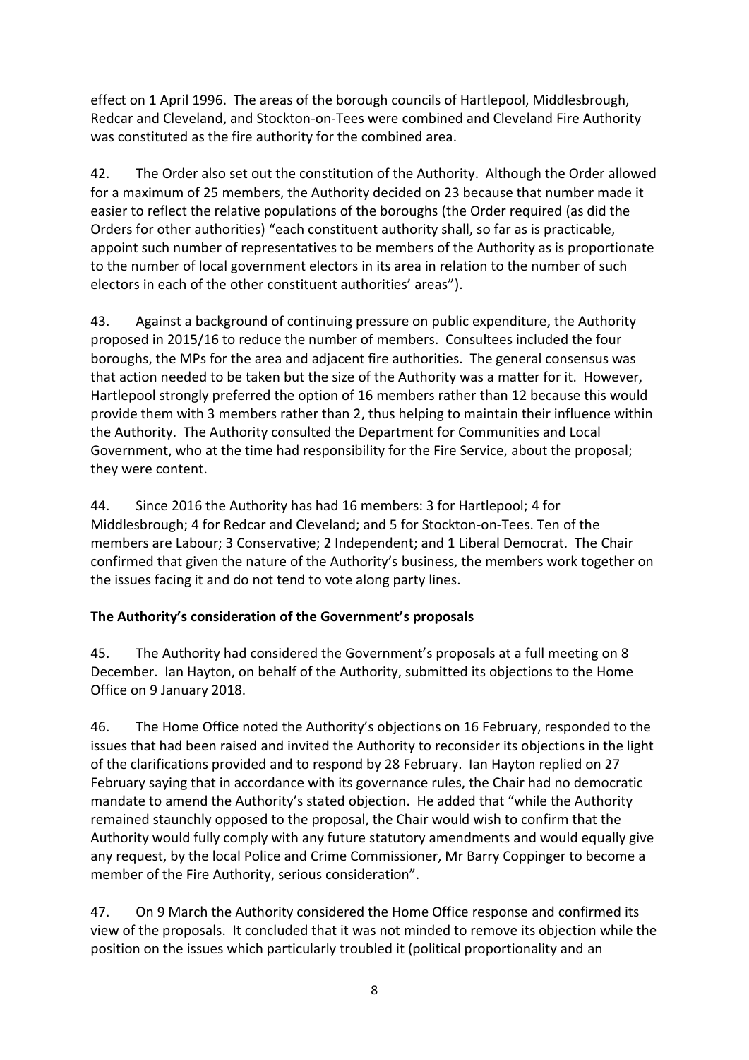effect on 1 April 1996. The areas of the borough councils of Hartlepool, Middlesbrough, Redcar and Cleveland, and Stockton-on-Tees were combined and Cleveland Fire Authority was constituted as the fire authority for the combined area.

42. The Order also set out the constitution of the Authority. Although the Order allowed for a maximum of 25 members, the Authority decided on 23 because that number made it easier to reflect the relative populations of the boroughs (the Order required (as did the Orders for other authorities) "each constituent authority shall, so far as is practicable, appoint such number of representatives to be members of the Authority as is proportionate to the number of local government electors in its area in relation to the number of such electors in each of the other constituent authorities' areas").

43. Against a background of continuing pressure on public expenditure, the Authority proposed in 2015/16 to reduce the number of members. Consultees included the four boroughs, the MPs for the area and adjacent fire authorities. The general consensus was that action needed to be taken but the size of the Authority was a matter for it. However, Hartlepool strongly preferred the option of 16 members rather than 12 because this would provide them with 3 members rather than 2, thus helping to maintain their influence within the Authority. The Authority consulted the Department for Communities and Local Government, who at the time had responsibility for the Fire Service, about the proposal; they were content.

44. Since 2016 the Authority has had 16 members: 3 for Hartlepool; 4 for Middlesbrough; 4 for Redcar and Cleveland; and 5 for Stockton-on-Tees. Ten of the members are Labour; 3 Conservative; 2 Independent; and 1 Liberal Democrat. The Chair confirmed that given the nature of the Authority's business, the members work together on the issues facing it and do not tend to vote along party lines.

**The Authority's consideration of the Government's proposals**

45. The Authority had considered the Government's proposals at a full meeting on 8 December. Ian Hayton, on behalf of the Authority, submitted its objections to the Home Office on 9 January 2018.

46. The Home Office noted the Authority's objections on 16 February, responded to the issues that had been raised and invited the Authority to reconsider its objections in the light of the clarifications provided and to respond by 28 February. Ian Hayton replied on 27 February saying that in accordance with its governance rules, the Chair had no democratic mandate to amend the Authority's stated objection. He added that "while the Authority remained staunchly opposed to the proposal, the Chair would wish to confirm that the Authority would fully comply with any future statutory amendments and would equally give any request, by the local Police and Crime Commissioner, Mr Barry Coppinger to become a member of the Fire Authority, serious consideration".

47. On 9 March the Authority considered the Home Office response and confirmed its view of the proposals. It concluded that it was not minded to remove its objection while the position on the issues which particularly troubled it (political proportionality and an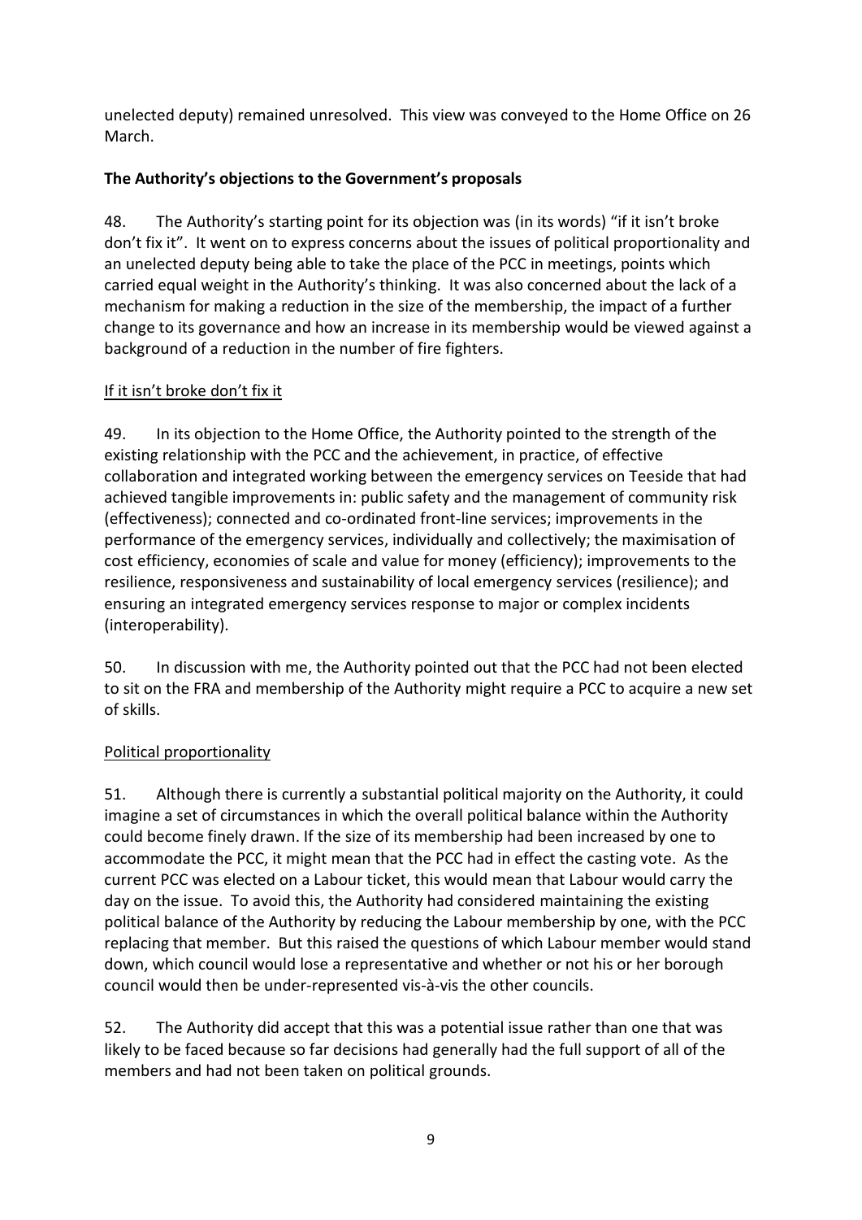unelected deputy) remained unresolved. This view was conveyed to the Home Office on 26 March.

**The Authority's objections to the Government's proposals**

48. The Authority's starting point for its objection was (in its words) "if it isn't broke don't fix it". It went on to express concerns about the issues of political proportionality and an unelected deputy being able to take the place of the PCC in meetings, points which carried equal weight in the Authority's thinking. It was also concerned about the lack of a mechanism for making a reduction in the size of the membership, the impact of a further change to its governance and how an increase in its membership would be viewed against a background of a reduction in the number of fire fighters.

If it isn't broke don't fix it

49. In its objection to the Home Office, the Authority pointed to the strength of the existing relationship with the PCC and the achievement, in practice, of effective collaboration and integrated working between the emergency services on Teside that had achieved tangible improvements in: public safety and the management of community risk (effectiveness); connected and co-ordinated front-line services; improvements in the performance of the emergency services, individually and collectively; the maximisation of cost efficiency, economies of scale and value for money (efficiency); improvements to the resilience, responsiveness and sustainability of local emergency services (resilience); and ensuring an integrated emergency services response to major or complex incidents (interoperability).

50. In discussion with me, the Authority pointed out that the PCC had not been elected to sit on the FRA and membership of the Authority might require a PCC to acquire a new set of skills.

Political proportionality

51. Although there is currently a substantial political majority on the Authority, it could imagine a set of circumstances in which the overall political balance within the Authority could become finely drawn. If the size of its membership had been increased by one to accommodate the PCC, it might mean that the PCC had in effect the casting vote. As the current PCC was elected on a Labour ticket, this would mean that Labour would carry the day on the issue. To avoid this, the Authority had considered maintaining the existing political balance of the Authority by reducing the Labour membership by one, with the PCC replacing that member. But this raised the questions of which Labour member would stand down, which council would lose a representative and whether or not his or her borough council would then be under-represented vis-à-vis the other councils.

52. The Authority did accept that this was a potential issue rather than one that was likely to be faced because so far decisions had generally had the full support of all of the members and had not been taken on political grounds.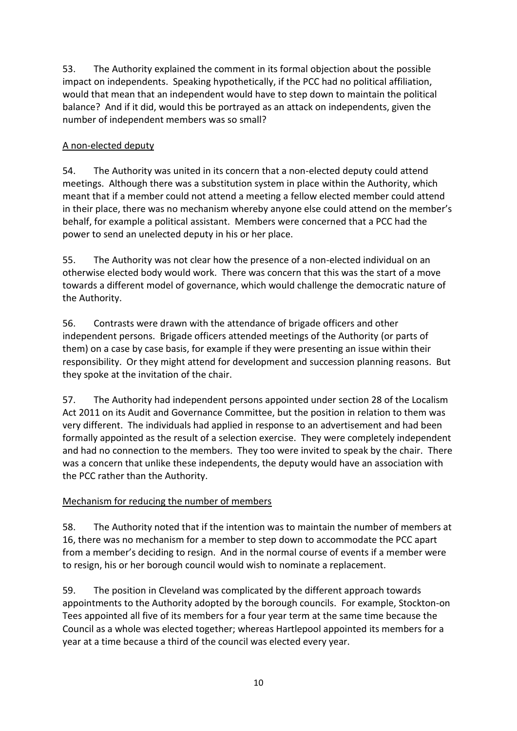53. The Authority explained the comment in its formal objection about the possible impact on independents. Speaking hypothetically, if the PCC had no political affiliation, would that mean that an independent would have to step down to maintain the political balance? And if it did, would this be portrayed as an attack on independents, given the number of independent members was so small?

A non-elected deputy

54. The Authority was united in its concern that a non-elected deputy could attend meetings. Although there was a substitution system in place within the Authority, which meant that if a member could not attend a meeting a fellow elected member could attend in their place, there was no mechanism whereby anyone else could attend on the member's behalf, for example a political assistant. Members were concerned that a PCC had the power to send an unelected deputy in his or her place.

55. The Authority was not clear how the presence of a non-elected individual on an otherwise elected body would work. There was concern that this was the start of a move towards a different model of governance, which would challenge the democratic nature of the Authority.

56. Contrasts were drawn with the attendance of brigade officers and other independent persons. Brigade officers attended meetings of the Authority (or parts of them) on a case by case basis, for example if they were presenting an issue within their responsibility. Or they might attend for development and succession planning reasons. But they spoke at the invitation of the chair.

57. The Authority had independent persons appointed under section 28 of the Localism Act 2011 on its Audit and Governance Committee, but the position in relation to them was very different. The individuals had applied in response to an advertisement and had been formally appointed as the result of a selection exercise. They were completely independent and had no connection to the members. They too were invited to speak by the chair. There was a concern that unlike these independents, the deputy would have an association with the PCC rather than the Authority.

Mechanism for reducing the number of members

58. The Authority noted that if the intention was to maintain the number of members at 16, there was no mechanism for a member to step down to accommodate the PCC apart from a member's deciding to resign. And in the normal course of events if a member were to resign, his or her borough council would wish to nominate a replacement.

59. The position in Cleveland was complicated by the different approach towards appointments to the Authority adopted by the borough councils. For example, Stockton-on Tees appointed all five of its members for a four year term at the same time because the Council as a whole was elected together; whereas Hartlepool appointed its members for a year at a time because a third of the council was elected every year.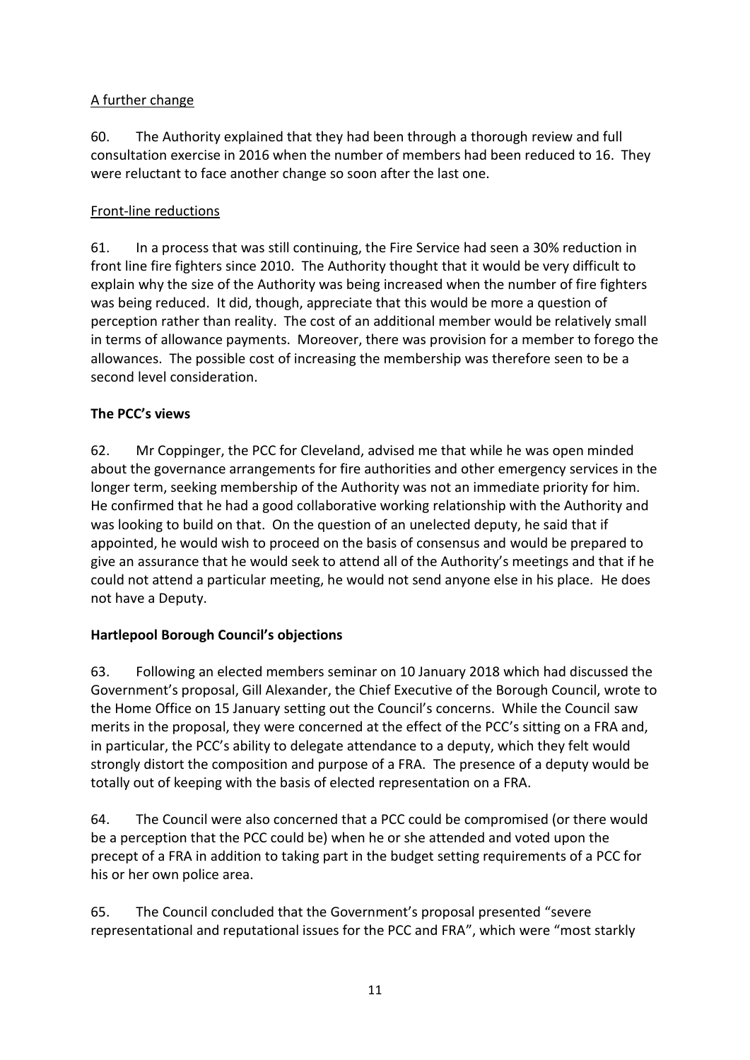<u>A further change</u>

60. The Authority explained that they had been through a thorough review and full consultation exercise in 2016 when the number of members had been reduced to 16. They were reluctant to face another change so soon after the last one.

<u>Front-line reductions</u>

61. In a process that was still continuing, the Fire Service had seen a 30% reduction in front line fire fighters since 2010. The Authority thought that it would be very difficult to explain why the size of the Authority was being increased when the number of fire fighters was being reduced. It did, though, appreciate that this would be more a question of perception rather than reality. The cost of an additional member would be relatively small in terms of allowance payments. Moreover, there was provision for a member to forego the allowances. The possible cost of increasing the membership was therefore seen to be a second level consideration.

**The PCC's views**

62. Mr Coppinger, the PCC for Cleveland, advised me that while he was open minded about the governance arrangements for fire authorities and other emergency services in the longer term, seeking membership of the Authority was not an immediate priority for him. He confirmed that he had a good collaborative working relationship with the Authority and was looking to build on that. On the question of an unelected deputy, he said that if appointed, he would wish to proceed on the basis of consensus and would be prepared to give an assurance that he would seek to attend all of the Authority's meetings and that if he could not attend a particular meeting, he would not send anyone else in his place. He does not have a Deputy.

**Hartlepool Borough Council's objections**

63. Following an elected members seminar on 10 January 2018 which had discussed the Government's proposal, Gill Alexander, the Chief Executive of the Borough Council, wrote to the Home Office on 15 January setting out the Council's concerns. While the Council saw merits in the proposal, they were concerned at the effect of the PCC's sitting on a FRA and, in particular, the PCC's ability to delegate attendance to a deputy, which they felt would strongly distort the composition and purpose of a FRA. The presence of a deputy would be totally out of keeping with the basis of elected representation on a FRA.

64. The Council were also concerned that a PCC could be compromised (or there would be a perception that the PCC could be) when he or she attended and voted upon the precept of a FRA in addition to taking part in the budget setting requirements of a PCC for his or her own police area.

65. The Council concluded that the Government's proposal presented "severe representational and reputational issues for the PCC and FRA", which were "most starkly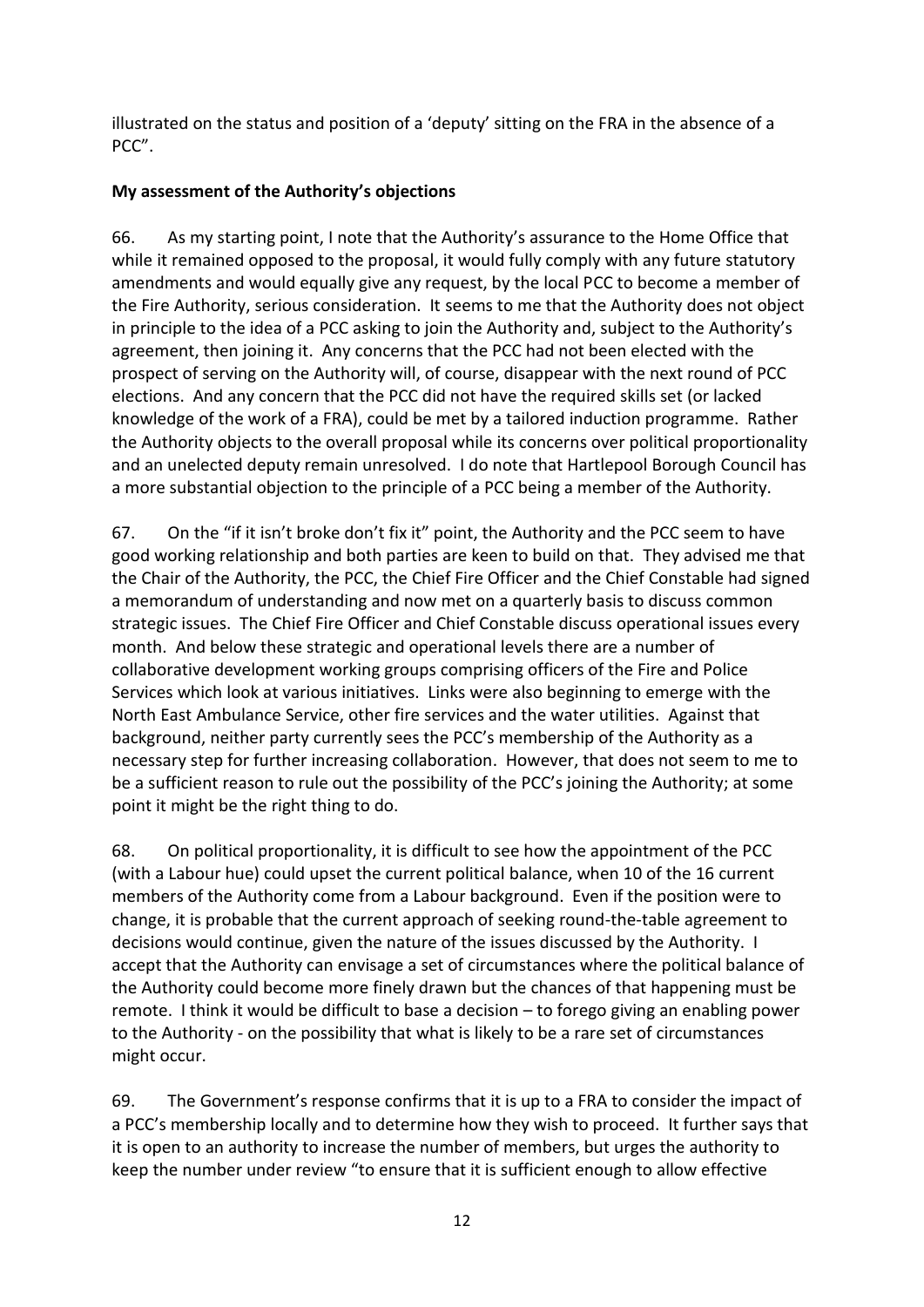illustrated on the status and position of a 'deputy' sitting on the FRA in the absence of a PCC".

**My assessment of the Authority's objections**

66. As my starting point, I note that the Authority's assurance to the Home Office that while it remained opposed to the proposal, it would fully comply with any future statutory amendments and would equally give any request, by the local PCC to become a member of the Fire Authority, serious consideration. It seems to me that the Authority does not object in principle to the idea of a PCC asking to join the Authority and, subject to the Authority's agreement, then joining it. Any concerns that the PCC had not been elected with the prospect of serving on the Authority will, of course, disappear with the next round of PCC elections. And any concern that the PCC did not have the required skills set (or lacked knowledge of the work of a FRA), could be met by a tailored induction programme. Rather the Authority objects to the overall proposal while its concerns over political proportionality and an unelected deputy remain unresolved. I do note that Hartlepool Borough Council has a more substantial objection to the principle of a PCC being a member of the Authority.

67. On the "if it isn't broke don't fix it" point, the Authority and the PCC seem to have good working relationship and both parties are keen to build on that. They advised me that the Chair of the Authority, the PCC, the Chief Fire Officer and the Chief Constable had signed a memorandum of understanding and now met on a quarterly basis to discuss common strategic issues. The Chief Fire Officer and Chief Constable discuss operational issues every month. And below these strategic and operational levels there are a number of collaborative development working groups comprising officers of the Fire and Police Services which look at various initiatives. Links were also beginning to emerge with the North East Ambulance Service, other fire services and the water utilities. Against that background, neither party currently sees the PCC's membership of the Authority as a necessary step for further increasing collaboration. However, that does not seem to me to be a sufficient reason to rule out the possibility of the PCC's joining the Authority; at some point it might be the right thing to do.

68. On political proportionality, it is difficult to see how the appointment of the PCC (with a Labour hue) could upset the current political balance, when 10 of the 16 current members of the Authority come from a Labour background. Even if the position were to change, it is probable that the current approach of seeking round-the-table agreement to decisions would continue, given the nature of the issues discussed by the Authority. I accept that the Authority can envisage a set of circumstances where the political balance of the Authority could become more finely drawn but the chances of that happening must be remote. I think it would be difficult to base a decision – to forego giving an enabling power to the Authority - on the possibility that what is likely to be a rare set of circumstances might occur.

69. The Government's response confirms that it is up to a FRA to consider the impact of a PCC's membership locally and to determine how they wish to proceed. It further says that it is open to an authority to increase the number of members, but urges the authority to keep the number under review "to ensure that it is sufficient enough to allow effective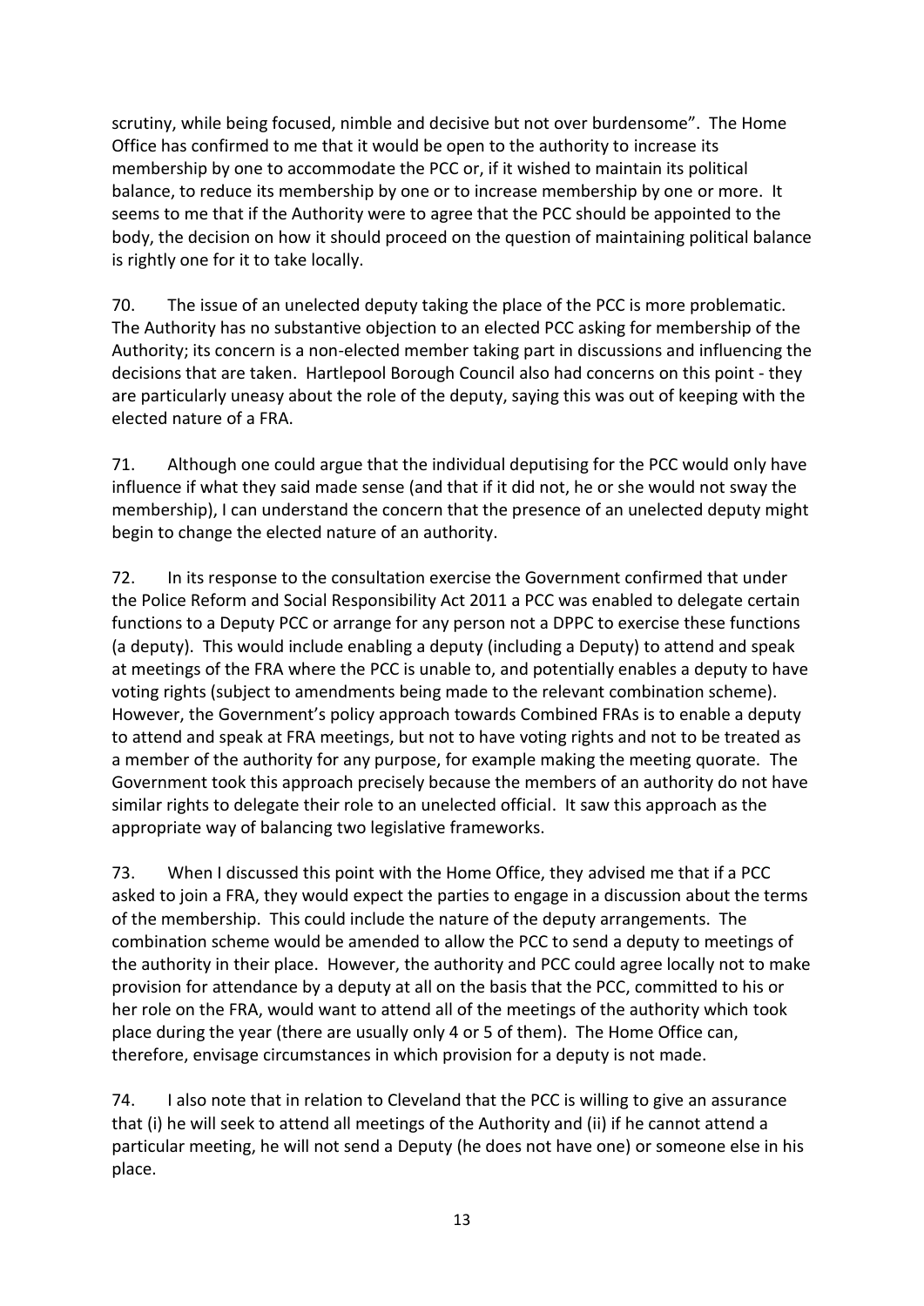scrutiny, while being focused, nimble and decisive but not over burdensome". The Home Office has confirmed to me that it would be open to the authority to increase its membership by one to accommodate the PCC or, if it wished to maintain its political balance, to reduce its membership by one or to increase membership by one or more. It seems to me that if the Authority were to agree that the PCC should be appointed to the body, the decision on how it should proceed on the question of maintaining political balance is rightly one for it to take locally.

70. The issue of an unelected deputy taking the place of the PCC is more problematic. The Authority has no substantive objection to an elected PCC asking for membership of the Authority; its concern is a non-elected member taking part in discussions and influencing the decisions that are taken. Hartlepool Borough Council also had concerns on this point - they are particularly uneasy about the role of the deputy, saying this was out of keeping with the elected nature of a FRA.

71. Although one could argue that the individual deputising for the PCC would only have influence if what they said made sense (and that if it did not, he or she would not sway the membership), I can understand the concern that the presence of an unelected deputy might begin to change the elected nature of an authority.

72. In its response to the consultation exercise the Government confirmed that under the Police Reform and Social Responsibility Act 2011 a PCC was enabled to delegate certain functions to a Deputy PCC or arrange for any person not a DPPC to exercise these functions (a deputy). This would include enabling a deputy (including a Deputy) to attend and speak at meetings of the FRA where the PCC is unable to, and potentially enables a deputy to have voting rights (subject to amendments being made to the relevant combination scheme). However, the Government's policy approach towards Combined FRAs is to enable a deputy to attend and speak at FRA meetings, but not to have voting rights and not to be treated as a member of the authority for any purpose, for example making the meeting quorate. The Government took this approach precisely because the members of an authority do not have similar rights to delegate their role to an unelected official. It saw this approach as the appropriate way of balancing two legislative frameworks.

73. When I discussed this point with the Home Office, they advised me that if a PCC asked to join a FRA, they would expect the parties to engage in a discussion about the terms of the membership. This could include the nature of the deputy arrangements. The combination scheme would be amended to allow the PCC to send a deputy to meetings of the authority in their place. However, the authority and PCC could agree locally not to make provision for attendance by a deputy at all on the basis that the PCC, committed to his or her role on the FRA, would want to attend all of the meetings of the authority which took place during the year (there are usually only 4 or 5 of them). The Home Office can, therefore, envisage circumstances in which provision for a deputy is not made.

74. I also note that in relation to Cleveland that the PCC is willing to give an assurance that (i) he will seek to attend all meetings of the Authority and (ii) if he cannot attend a particular meeting, he will not send a Deputy (he does not have one) or someone else in his place.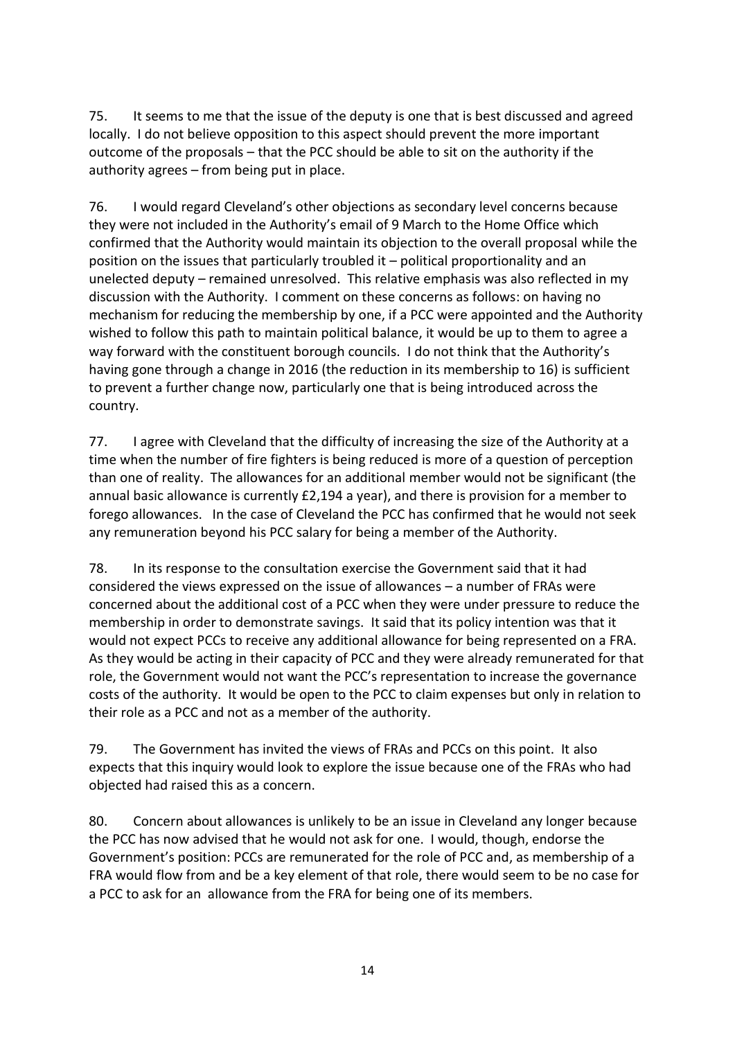75. It seems to me that the issue of the deputy is one that is best discussed and agreed locally. I do not believe opposition to this aspect should prevent the more important outcome of the proposals – that the PCC should be able to sit on the authority if the authority agrees – from being put in place.

76. I would regard Cleveland's other objections as secondary level concerns because they were not included in the Authority's email of 9 March to the Home Office which confirmed that the Authority would maintain its objection to the overall proposal while the position on the issues that particularly troubled it – political proportionality and an unelected deputy – remained unresolved. This relative emphasis was also reflected in my discussion with the Authority. I comment on these concerns as follows: on having no mechanism for reducing the membership by one, if a PCC were appointed and the Authority wished to follow this path to maintain political balance, it would be up to them to agree a way forward with the constituent borough councils. I do not think that the Authority's having gone through a change in 2016 (the reduction in its membership to 16) is sufficient to prevent a further change now, particularly one that is being introduced across the country.

77. I agree with Cleveland that the difficulty of increasing the size of the Authority at a time when the number of fire fighters is being reduced is more of a question of perception than one of reality. The allowances for an additional member would not be significant (the annual basic allowance is currently £2,194 a year), and there is provision for a member to forego allowances. In the case of Cleveland the PCC has confirmed that he would not seek any remuneration beyond his PCC salary for being a member of the Authority.

78. In its response to the consultation exercise the Government said that it had considered the views expressed on the issue of allowances – a number of FRAs were concerned about the additional cost of a PCC when they were under pressure to reduce the membership in order to demonstrate savings. It said that its policy intention was that it would not expect PCCs to receive any additional allowance for being represented on a FRA. As they would be acting in their capacity of PCC and they were already remunerated for that role, the Government would not want the PCC's representation to increase the governance costs of the authority. It would be open to the PCC to claim expenses but only in relation to their role as a PCC and not as a member of the authority.

79. The Government has invited the views of FRAs and PCCs on this point. It also expects that this inquiry would look to explore the issue because one of the FRAs who had objected had raised this as a concern.

80. Concern about allowances is unlikely to be an issue in Cleveland any longer because the PCC has now advised that he would not ask for one. I would, though, endorse the Government's position: PCCs are remunerated for the role of PCC and, as membership of a FRA would flow from and be a key element of that role, there would seem to be no case for a PCC to ask for an allowance from the FRA for being one of its members.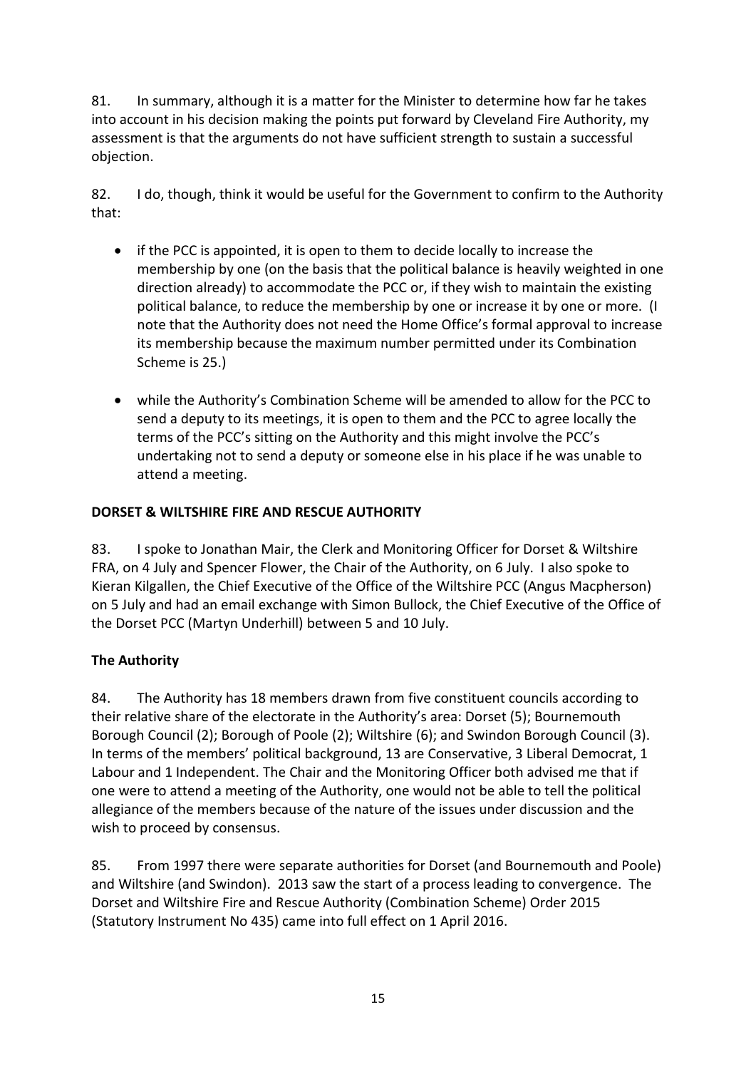81. In summary, although it is a matter for the Minister to determine how far he takes into account in his decision making the points put forward by Cleveland Fire Authority, my assessment is that the arguments do not have sufficient strength to sustain a successful objection.

82. I do, though, think it would be useful for the Government to confirm to the Authority that:

- if the PCC is appointed, it is open to them to decide locally to increase the membership by one (on the basis that the political balance is heavily weighted in one direction already) to accommodate the PCC or, if they wish to maintain the existing political balance, to reduce the membership by one or increase it by one or more. (I note that the Authority does not need the Home Office's formal approval to increase its membership because the maximum number permitted under its Combination Scheme is 25.)

- while the Authority's Combination Scheme will be amended to allow for the PCC to send a deputy to its meetings, it is open to them and the PCC to agree locally the terms of the PCC's sitting on the Authority and this might involve the PCC's undertaking not to send a deputy or someone else in his place if he was unable to attend a meeting.

**DORSET & WILTSHIRE FIRE AND RESCUE AUTHORITY**

83. I spoke to Jonathan Mair, the Clerk and Monitoring Officer for Dorset & Wiltshire FRA, on 4 July and Spencer Flower, the Chair of the Authority, on 6 July. I also spoke to Kieran Kilgallen, the Chief Executive of the Office of the Wiltshire PCC (Angus Macpherson) on 5 July and had an email exchange with Simon Bullock, the Chief Executive of the Office of the Dorset PCC (Martyn Underhill) between 5 and 10 July.

**The Authority**

84. The Authority has 18 members drawn from five constituent councils according to their relative share of the electorate in the Authority's area: Dorset (5); Bournemouth Borough Council (2); Borough of Poole (2); Wiltshire (6); and Swindon Borough Council (3). In terms of the members' political background, 13 are Conservative, 3 Liberal Democrat, 1 Labour and 1 Independent. The Chair and the Monitoring Officer both advised me that if one were to attend a meeting of the Authority, one would not be able to tell the political allegiance of the members because of the nature of the issues under discussion and the wish to proceed by consensus.

85. From 1997 there were separate authorities for Dorset (and Bournemouth and Poole) and Wiltshire (and Swindon). 2013 saw the start of a process leading to convergence. The Dorset and Wiltshire Fire and Rescue Authority (Combination Scheme) Order 2015 (Statutory Instrument No 435) came into full effect on 1 April 2016.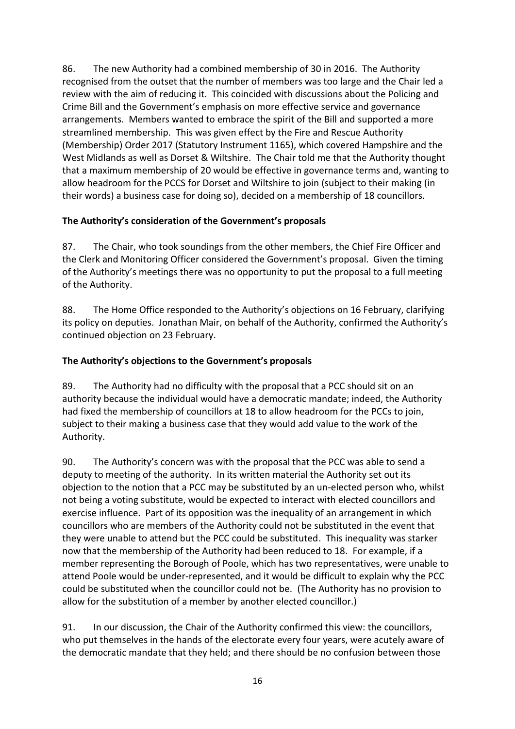86. The new Authority had a combined membership of 30 in 2016. The Authority recognised from the outset that the number of members was too large and the Chair led a review with the aim of reducing it. This coincided with discussions about the Policing and Crime Bill and the Government's emphasis on more effective service and governance arrangements. Members wanted to embrace the spirit of the Bill and supported a more streamlined membership. This was given effect by the Fire and Rescue Authority (Membership) Order 2017 (Statutory Instrument 1165), which covered Hampshire and the West Midlands as well as Dorset & Wiltshire. The Chair told me that the Authority thought that a maximum membership of 20 would be effective in governance terms and, wanting to allow headroom for the PCCS for Dorset and Wiltshire to join (subject to their making (in their words) a business case for doing so), decided on a membership of 18 councillors.

**The Authority's consideration of the Government's proposals**

87. The Chair, who took soundings from the other members, the Chief Fire Officer and the Clerk and Monitoring Officer considered the Government's proposal. Given the timing of the Authority's meetings there was no opportunity to put the proposal to a full meeting of the Authority.

88. The Home Office responded to the Authority's objections on 16 February, clarifying its policy on deputies. Jonathan Mair, on behalf of the Authority, confirmed the Authority's continued objection on 23 February.

**The Authority's objections to the Government's proposals**

89. The Authority had no difficulty with the proposal that a PCC should sit on an authority because the individual would have a democratic mandate; indeed, the Authority had fixed the membership of councillors at 18 to allow headroom for the PCCs to join, subject to their making a business case that they would add value to the work of the Authority.

90. The Authority's concern was with the proposal that the PCC was able to send a deputy to meeting of the authority. In its written material the Authority set out its objection to the notion that a PCC may be substituted by an un-elected person who, whilst not being a voting substitute, would be expected to interact with elected councillors and exercise influence. Part of its opposition was the inequality of an arrangement in which councillors who are members of the Authority could not be substituted in the event that they were unable to attend but the PCC could be substituted. This inequality was starker now that the membership of the Authority had been reduced to 18. For example, if a member representing the Borough of Poole, which has two representatives, were unable to attend Poole would be under-represented, and it would be difficult to explain why the PCC could be substituted when the councillor could not be. (The Authority has no provision to allow for the substitution of a member by another elected councillor.)

91. In our discussion, the Chair of the Authority confirmed this view: the councillors, who put themselves in the hands of the electorate every four years, were acutely aware of the democratic mandate that they held; and there should be no confusion between those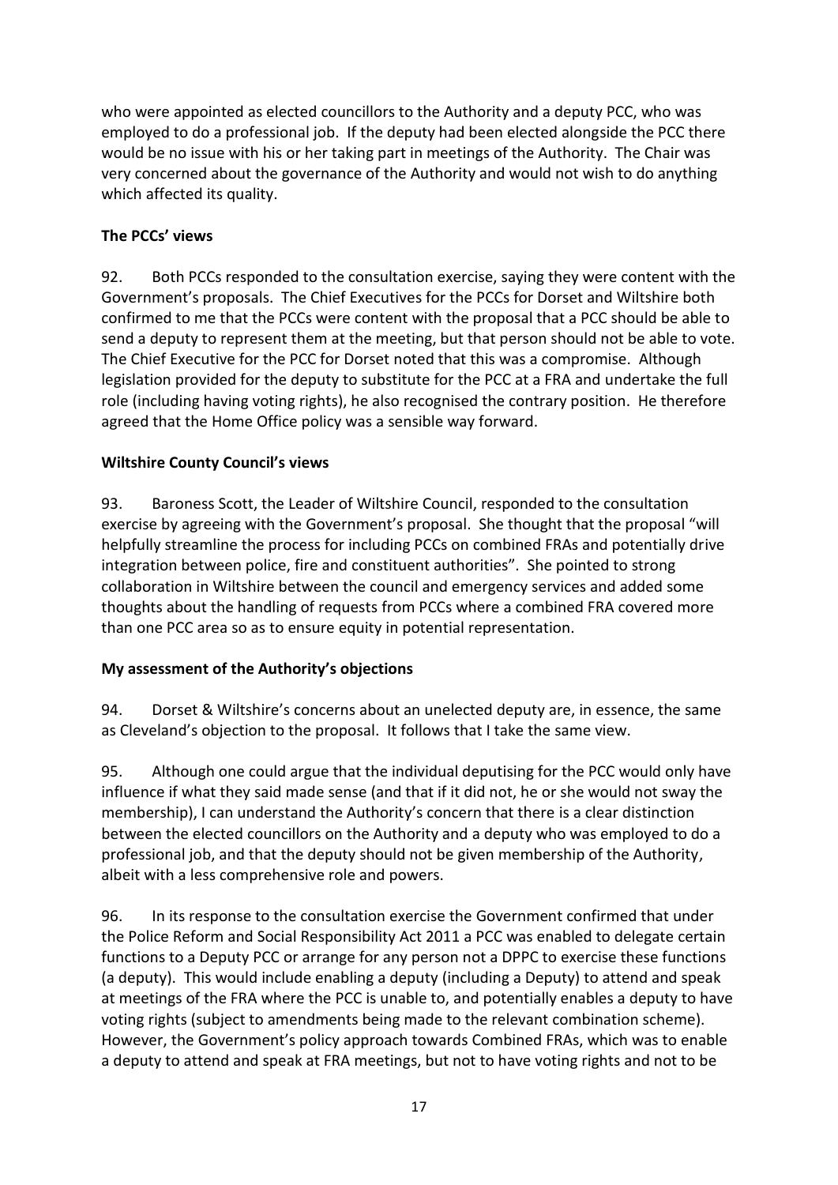who were appointed as elected councillors to the Authority and a deputy PCC, who was employed to do a professional job. If the deputy had been elected alongside the PCC there would be no issue with his or her taking part in meetings of the Authority. The Chair was very concerned about the governance of the Authority and would not wish to do anything which affected its quality.

**The PCCs' views**

92. Both PCCs responded to the consultation exercise, saying they were content with the Government's proposals. The Chief Executives for the PCCs for Dorset and Wiltshire both confirmed to me that the PCCs were content with the proposal that a PCC should be able to send a deputy to represent them at the meeting, but that person should not be able to vote. The Chief Executive for the PCC for Dorset noted that this was a compromise. Although legislation provided for the deputy to substitute for the PCC at a FRA and undertake the full role (including having voting rights), he also recognised the contrary position. He therefore agreed that the Home Office policy was a sensible way forward.

**Wiltshire County Council's views**

93. Baroness Scott, the Leader of Wiltshire Council, responded to the consultation exercise by agreeing with the Government's proposal. She thought that the proposal "will helpfully streamline the process for including PCCs on combined FRAs and potentially drive integration between police, fire and constituent authorities". She pointed to strong collaboration in Wiltshire between the council and emergency services and added some thoughts about the handling of requests from PCCs where a combined FRA covered more than one PCC area so as to ensure equity in potential representation.

**My assessment of the Authority's objections**

94. Dorset & Wiltshire's concerns about an unelected deputy are, in essence, the same as Cleveland's objection to the proposal. It follows that I take the same view.

95. Although one could argue that the individual deputising for the PCC would only have influence if what they said made sense (and that if it did not, he or she would not sway the membership), I can understand the Authority's concern that there is a clear distinction between the elected councillors on the Authority and a deputy who was employed to do a professional job, and that the deputy should not be given membership of the Authority, albeit with a less comprehensive role and powers.

96. In its response to the consultation exercise the Government confirmed that under the Police Reform and Social Responsibility Act 2011 a PCC was enabled to delegate certain functions to a Deputy PCC or arrange for any person not a DPPC to exercise these functions (a deputy). This would include enabling a deputy (including a Deputy) to attend and speak at meetings of the FRA where the PCC is unable to, and potentially enables a deputy to have voting rights (subject to amendments being made to the relevant combination scheme). However, the Government's policy approach towards Combined FRAs, which was to enable a deputy to attend and speak at FRA meetings, but not to have voting rights and not to be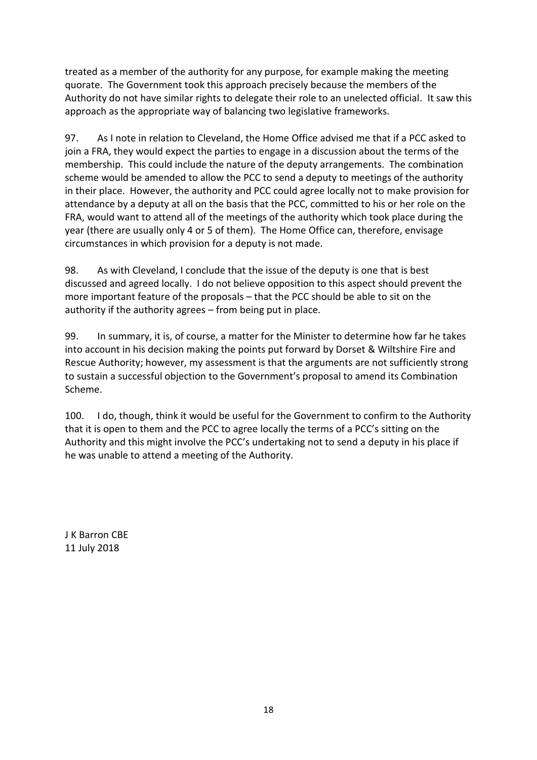treated as a member of the authority for any purpose, for example making the meeting quorate. The Government took this approach precisely because the members of the Authority do not have similar rights to delegate their role to an unelected official. It saw this approach as the appropriate way of balancing two legislative frameworks.

97. As I note in relation to Cleveland, the Home Office advised me that if a PCC asked to join a FRA, they would expect the parties to engage in a discussion about the terms of the membership. This could include the nature of the deputy arrangements. The combination scheme would be amended to allow the PCC to send a deputy to meetings of the authority in their place. However, the authority and PCC could agree locally not to make provision for attendance by a deputy at all on the basis that the PCC, committed to his or her role on the FRA, would want to attend all of the meetings of the authority which took place during the year (there are usually only 4 or 5 of them). The Home Office can, therefore, envisage circumstances in which provision for a deputy is not made.

98. As with Cleveland, I conclude that the issue of the deputy is one that is best discussed and agreed locally. I do not believe opposition to this aspect should prevent the more important feature of the proposals – that the PCC should be able to sit on the authority if the authority agrees – from being put in place.

99. In summary, it is, of course, a matter for the Minister to determine how far he takes into account in his decision making the points put forward by Dorset & Wiltshire Fire and Rescue Authority; however, my assessment is that the arguments are not sufficiently strong to sustain a successful objection to the Government's proposal to amend its Combination Scheme.

100. I do, though, think it would be useful for the Government to confirm to the Authority that it is open to them and the PCC to agree locally the terms of a PCC's sitting on the Authority and this might involve the PCC's undertaking not to send a deputy in his place if he was unable to attend a meeting of the Authority.

J K Barron CBE
11 July 2018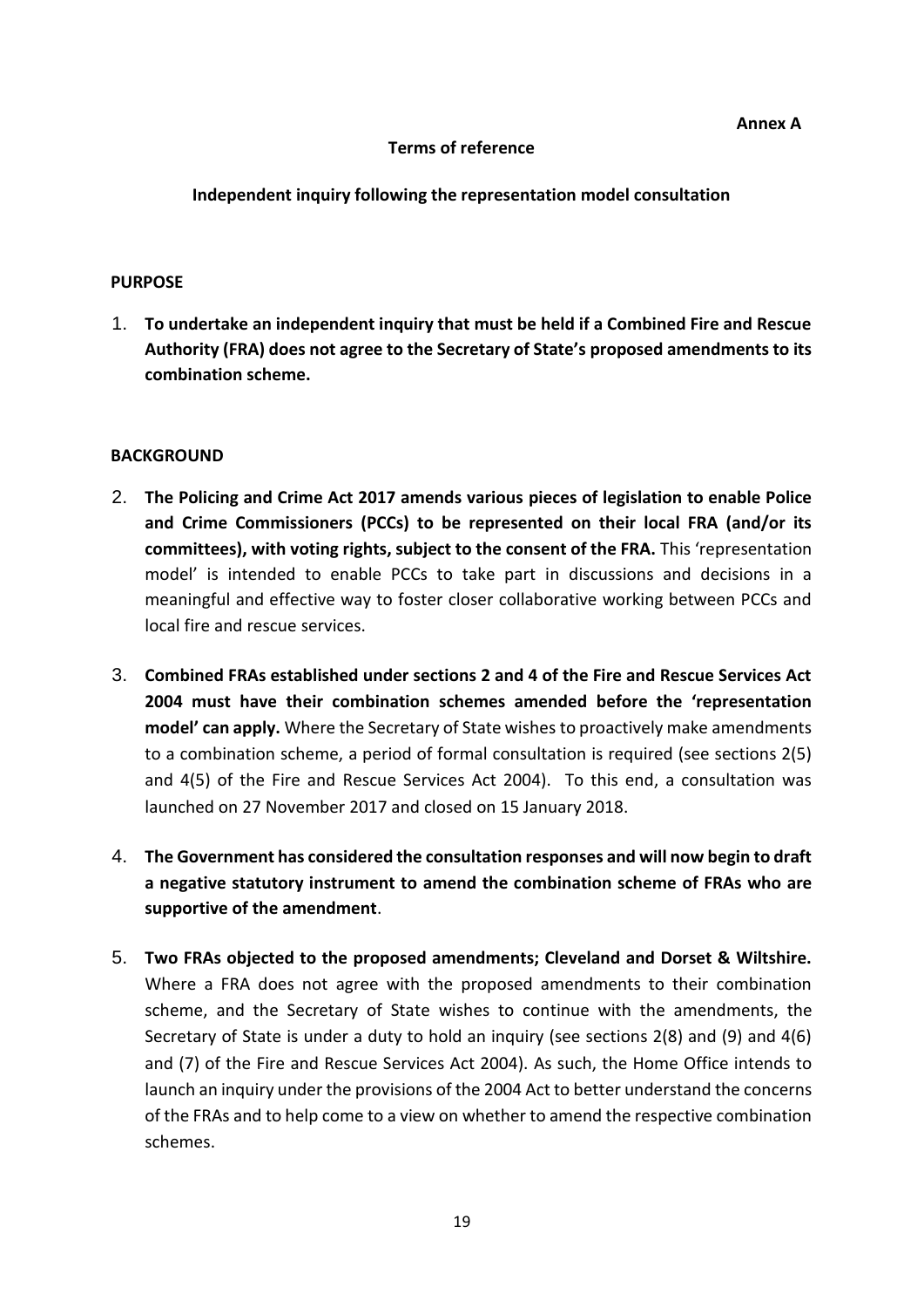**Annex A**

## Terms of reference

### Independent inquiry following the representation model consultation

**PURPOSE**

1. **To undertake an independent inquiry that must be held if a Combined Fire and Rescue Authority (FRA) does not agree to the Secretary of State's proposed amendments to its combination scheme.**

**BACKGROUND**

2. **The Policing and Crime Act 2017 amends various pieces of legislation to enable Police and Crime Commissioners (PCCs) to be represented on their local FRA (and/or its committees), with voting rights, subject to the consent of the FRA.** This 'representation model' is intended to enable PCCs to take part in discussions and decisions in a meaningful and effective way to foster closer collaborative working between PCCs and local fire and rescue services.

3. **Combined FRAs established under sections 2 and 4 of the Fire and Rescue Services Act 2004 must have their combination schemes amended before the 'representation model' can apply.** Where the Secretary of State wishes to proactively make amendments to a combination scheme, a period of formal consultation is required (see sections 2(5) and 4(5) of the Fire and Rescue Services Act 2004). To this end, a consultation was launched on 27 November 2017 and closed on 15 January 2018.

4. **The Government has considered the consultation responses and will now begin to draft a negative statutory instrument to amend the combination scheme of FRAs who are supportive of the amendment**.

5. **Two FRAs objected to the proposed amendments; Cleveland and Dorset & Wiltshire.** Where a FRA does not agree with the proposed amendments to their combination scheme, and the Secretary of State wishes to continue with the amendments, the Secretary of State is under a duty to hold an inquiry (see sections 2(8) and (9) and 4(6) and (7) of the Fire and Rescue Services Act 2004). As such, the Home Office intends to launch an inquiry under the provisions of the 2004 Act to better understand the concerns of the FRAs and to help come to a view on whether to amend the respective combination schemes.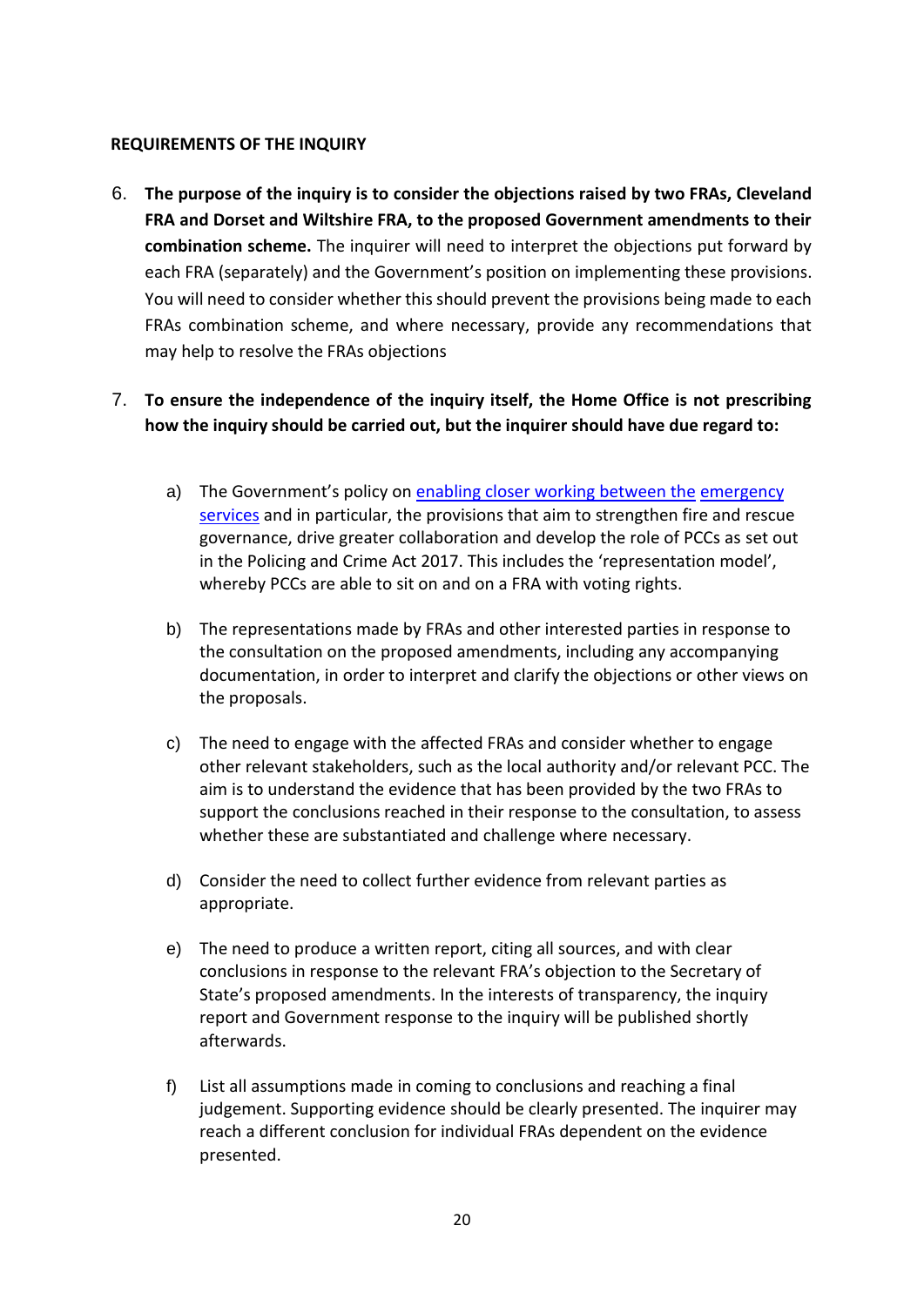**REQUIREMENTS OF THE INQUIRY**

6. **The purpose of the inquiry is to consider the objections raised by two FRAs, Cleveland FRA and Dorset and Wiltshire FRA, to the proposed Government amendments to their combination scheme.** The inquirer will need to interpret the objections put forward by each FRA (separately) and the Government's position on implementing these provisions. You will need to consider whether this should prevent the provisions being made to each FRAs combination scheme, and where necessary, provide any recommendations that may help to resolve the FRAs objections

7. **To ensure the independence of the inquiry itself, the Home Office is not prescribing how the inquiry should be carried out, but the inquirer should have due regard to:**

   a) The Government's policy on enabling closer working between the emergency services and in particular, the provisions that aim to strengthen fire and rescue governance, drive greater collaboration and develop the role of PCCs as set out in the Policing and Crime Act 2017. This includes the 'representation model', whereby PCCs are able to sit on and on a FRA with voting rights.

   b) The representations made by FRAs and other interested parties in response to the consultation on the proposed amendments, including any accompanying documentation, in order to interpret and clarify the objections or other views on the proposals.

   c) The need to engage with the affected FRAs and consider whether to engage other relevant stakeholders, such as the local authority and/or relevant PCC. The aim is to understand the evidence that has been provided by the two FRAs to support the conclusions reached in their response to the consultation, to assess whether these are substantiated and challenge where necessary.

   d) Consider the need to collect further evidence from relevant parties as appropriate.

   e) The need to produce a written report, citing all sources, and with clear conclusions in response to the relevant FRA's objection to the Secretary of State's proposed amendments. In the interests of transparency, the inquiry report and Government response to the inquiry will be published shortly afterwards.

   f) List all assumptions made in coming to conclusions and reaching a final judgement. Supporting evidence should be clearly presented. The inquirer may reach a different conclusion for individual FRAs dependent on the evidence presented.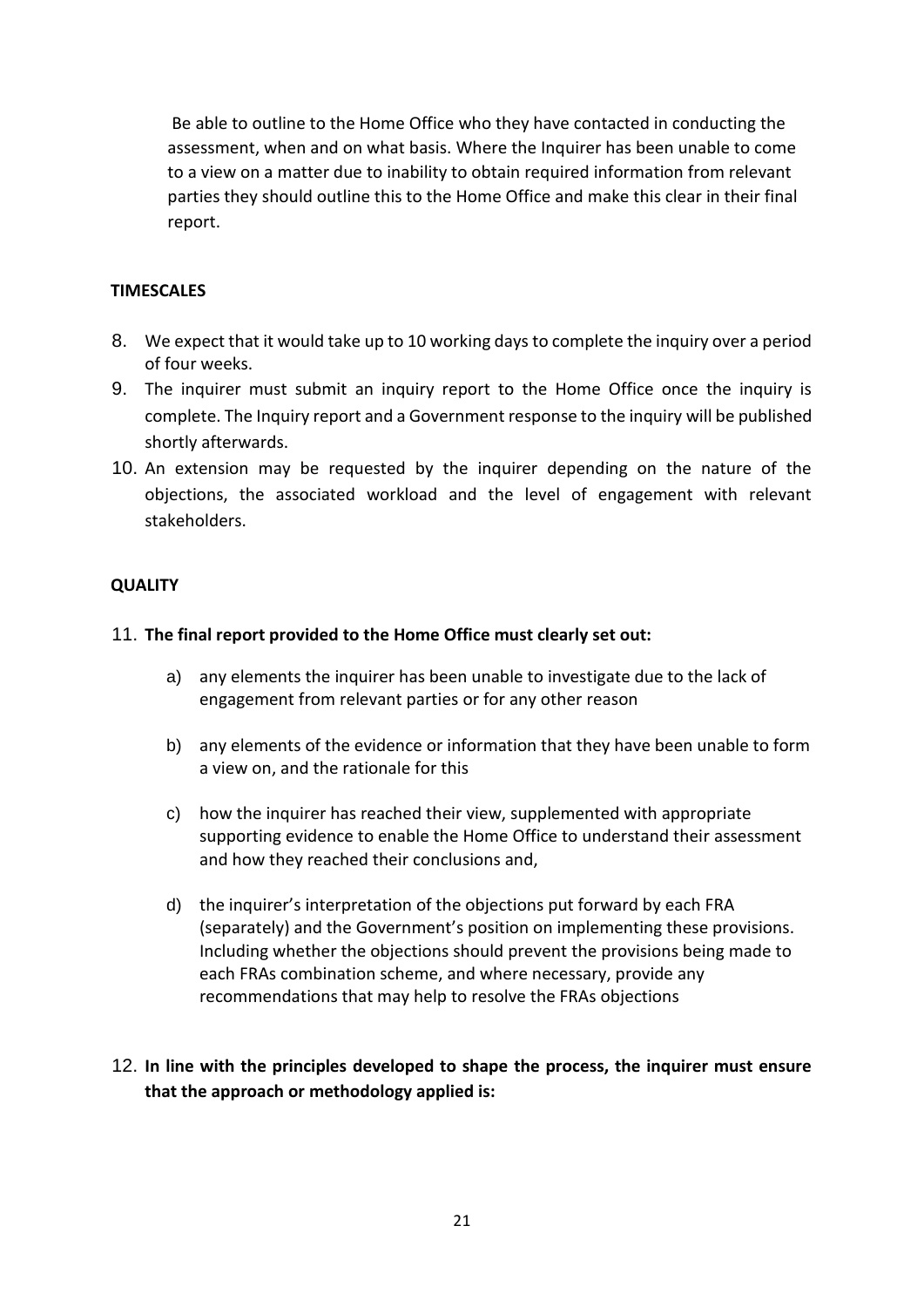Be able to outline to the Home Office who they have contacted in conducting the assessment, when and on what basis. Where the Inquirer has been unable to come to a view on a matter due to inability to obtain required information from relevant parties they should outline this to the Home Office and make this clear in their final report.

**TIMESCALES**

8. We expect that it would take up to 10 working days to complete the inquiry over a period of four weeks.
9. The inquirer must submit an inquiry report to the Home Office once the inquiry is complete. The Inquiry report and a Government response to the inquiry will be published shortly afterwards.
10. An extension may be requested by the inquirer depending on the nature of the objections, the associated workload and the level of engagement with relevant stakeholders.

**QUALITY**

11. **The final report provided to the Home Office must clearly set out:**

    a) any elements the inquirer has been unable to investigate due to the lack of engagement from relevant parties or for any other reason

    b) any elements of the evidence or information that they have been unable to form a view on, and the rationale for this

    c) how the inquirer has reached their view, supplemented with appropriate supporting evidence to enable the Home Office to understand their assessment and how they reached their conclusions and,

    d) the inquirer's interpretation of the objections put forward by each FRA (separately) and the Government's position on implementing these provisions. Including whether the objections should prevent the provisions being made to each FRAs combination scheme, and where necessary, provide any recommendations that may help to resolve the FRAs objections

12. **In line with the principles developed to shape the process, the inquirer must ensure that the approach or methodology applied is:**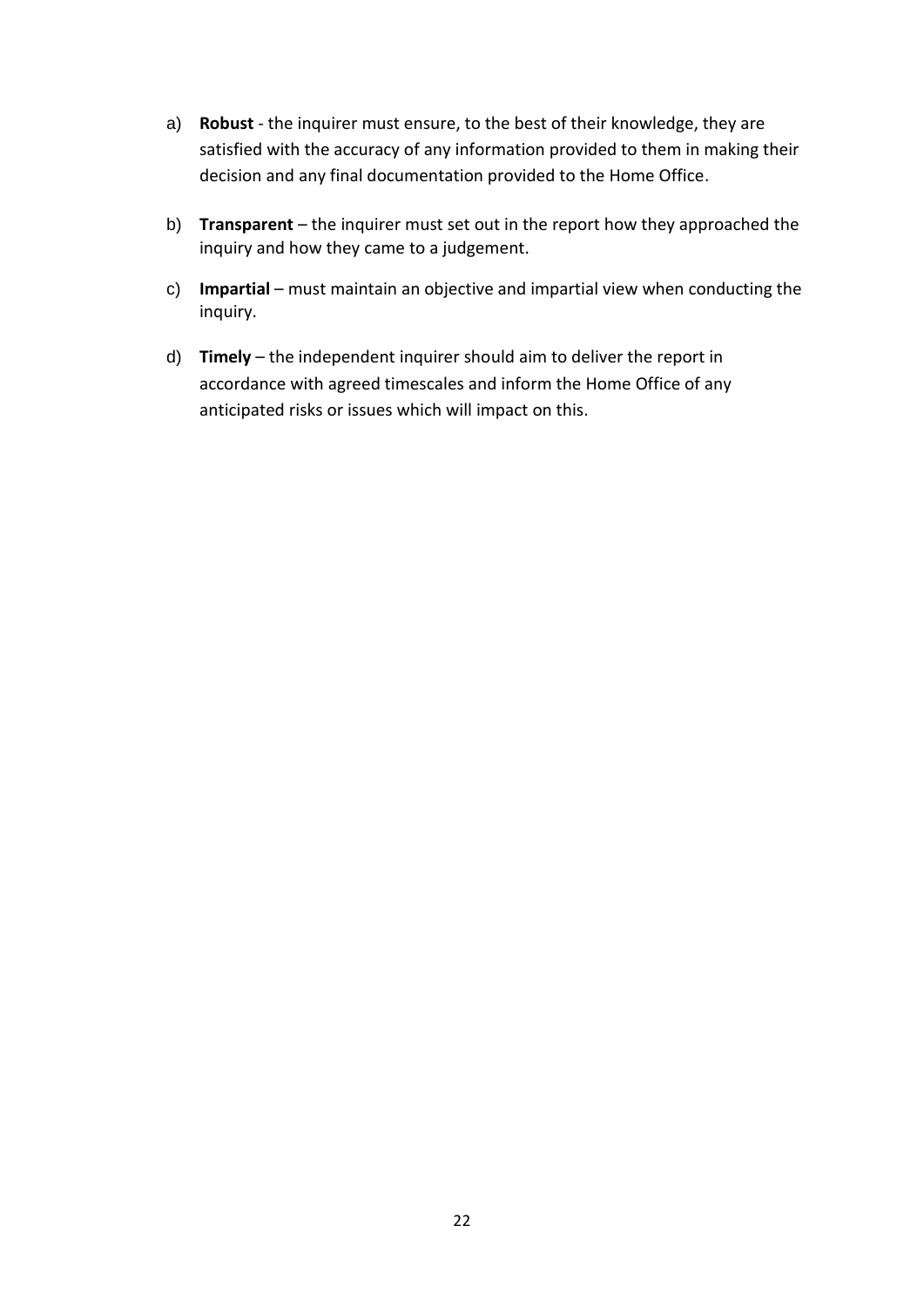a) **Robust** - the inquirer must ensure, to the best of their knowledge, they are satisfied with the accuracy of any information provided to them in making their decision and any final documentation provided to the Home Office.

b) **Transparent** – the inquirer must set out in the report how they approached the inquiry and how they came to a judgement.

c) **Impartial** – must maintain an objective and impartial view when conducting the inquiry.

d) **Timely** – the independent inquirer should aim to deliver the report in accordance with agreed timescales and inform the Home Office of any anticipated risks or issues which will impact on this.